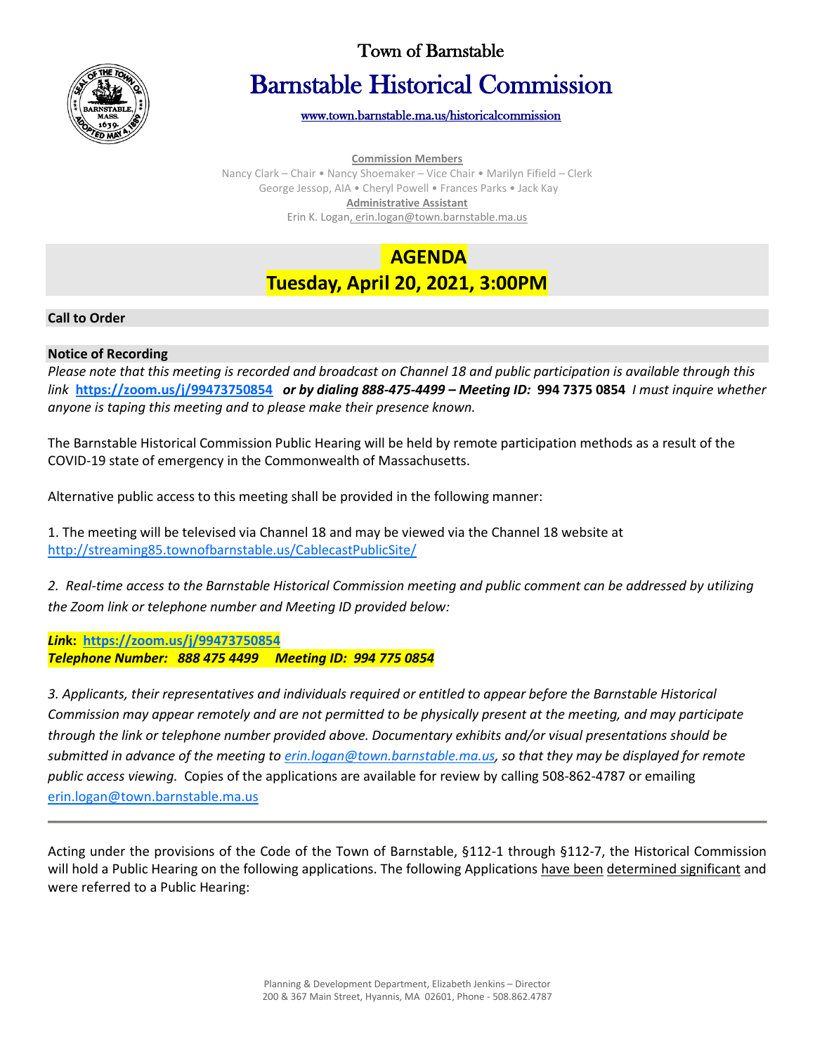# Town of Barnstable

# Barnstable Historical Commission

www.town.barnstable.ma.us/historicalcommission

**Commission Members**

Nancy Clark – Chair • Nancy Shoemaker – Vice Chair • Marilyn Fifield – Clerk
George Jessop, AIA • Cheryl Powell • Frances Parks • Jack Kay

**Administrative Assistant**

Erin K. Logan, erin.logan@town.barnstable.ma.us

## AGENDA
## Tuesday, April 20, 2021, 3:00PM

### Call to Order

### Notice of Recording

*Please note that this meeting is recorded and broadcast on Channel 18 and public participation is available through this link* **https://zoom.us/j/99473750854** ***or by dialing 888-475-4499 – Meeting ID:*** **994 7375 0854** *I must inquire whether anyone is taping this meeting and to please make their presence known.*

The Barnstable Historical Commission Public Hearing will be held by remote participation methods as a result of the COVID-19 state of emergency in the Commonwealth of Massachusetts.

Alternative public access to this meeting shall be provided in the following manner:

1. The meeting will be televised via Channel 18 and may be viewed via the Channel 18 website at http://streaming85.townofbarnstable.us/CablecastPublicSite/

*2. Real-time access to the Barnstable Historical Commission meeting and public comment can be addressed by utilizing the Zoom link or telephone number and Meeting ID provided below:*

***Link*: https://zoom.us/j/99473750854**
***Telephone Number: 888 475 4499 Meeting ID: 994 775 0854***

*3. Applicants, their representatives and individuals required or entitled to appear before the Barnstable Historical Commission may appear remotely and are not permitted to be physically present at the meeting, and may participate through the link or telephone number provided above. Documentary exhibits and/or visual presentations should be submitted in advance of the meeting to erin.logan@town.barnstable.ma.us, so that they may be displayed for remote public access viewing.* Copies of the applications are available for review by calling 508-862-4787 or emailing erin.logan@town.barnstable.ma.us

---

Acting under the provisions of the Code of the Town of Barnstable, §112-1 through §112-7, the Historical Commission will hold a Public Hearing on the following applications. The following Applications have been determined significant and were referred to a Public Hearing: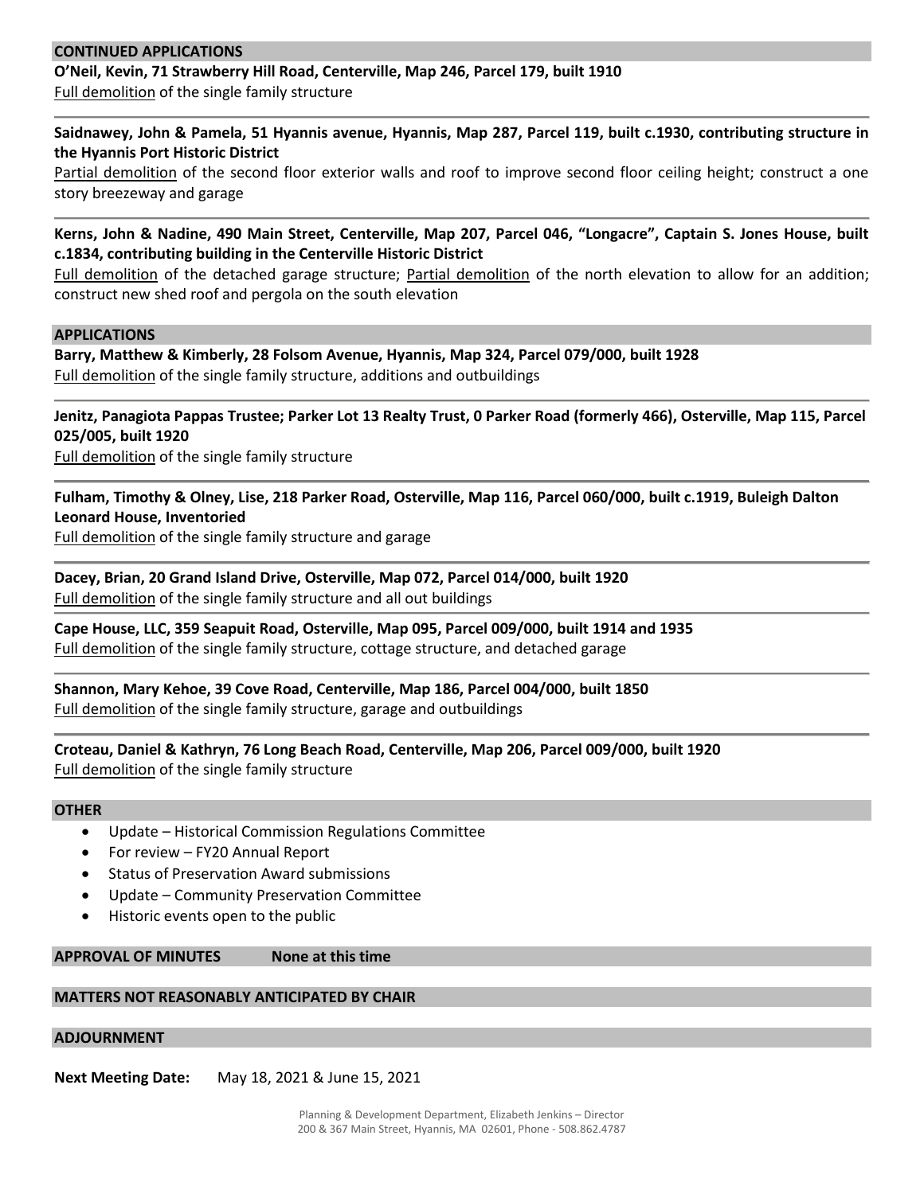## CONTINUED APPLICATIONS

**O'Neil, Kevin, 71 Strawberry Hill Road, Centerville, Map 246, Parcel 179, built 1910**
Full demolition of the single family structure

**Saidnawey, John & Pamela, 51 Hyannis avenue, Hyannis, Map 287, Parcel 119, built c.1930, contributing structure in the Hyannis Port Historic District**
Partial demolition of the second floor exterior walls and roof to improve second floor ceiling height; construct a one story breezeway and garage

**Kerns, John & Nadine, 490 Main Street, Centerville, Map 207, Parcel 046, "Longacre", Captain S. Jones House, built c.1834, contributing building in the Centerville Historic District**
Full demolition of the detached garage structure; Partial demolition of the north elevation to allow for an addition; construct new shed roof and pergola on the south elevation

## APPLICATIONS

**Barry, Matthew & Kimberly, 28 Folsom Avenue, Hyannis, Map 324, Parcel 079/000, built 1928**
Full demolition of the single family structure, additions and outbuildings

**Jenitz, Panagiota Pappas Trustee; Parker Lot 13 Realty Trust, 0 Parker Road (formerly 466), Osterville, Map 115, Parcel 025/005, built 1920**
Full demolition of the single family structure

**Fulham, Timothy & Olney, Lise, 218 Parker Road, Osterville, Map 116, Parcel 060/000, built c.1919, Buleigh Dalton Leonard House, Inventoried**
Full demolition of the single family structure and garage

**Dacey, Brian, 20 Grand Island Drive, Osterville, Map 072, Parcel 014/000, built 1920**
Full demolition of the single family structure and all out buildings

**Cape House, LLC, 359 Seapuit Road, Osterville, Map 095, Parcel 009/000, built 1914 and 1935**
Full demolition of the single family structure, cottage structure, and detached garage

**Shannon, Mary Kehoe, 39 Cove Road, Centerville, Map 186, Parcel 004/000, built 1850**
Full demolition of the single family structure, garage and outbuildings

**Croteau, Daniel & Kathryn, 76 Long Beach Road, Centerville, Map 206, Parcel 009/000, built 1920**
Full demolition of the single family structure

## OTHER

- Update – Historical Commission Regulations Committee
- For review – FY20 Annual Report
- Status of Preservation Award submissions
- Update – Community Preservation Committee
- Historic events open to the public

## APPROVAL OF MINUTES None at this time

## MATTERS NOT REASONABLY ANTICIPATED BY CHAIR

## ADJOURNMENT

**Next Meeting Date:** May 18, 2021 & June 15, 2021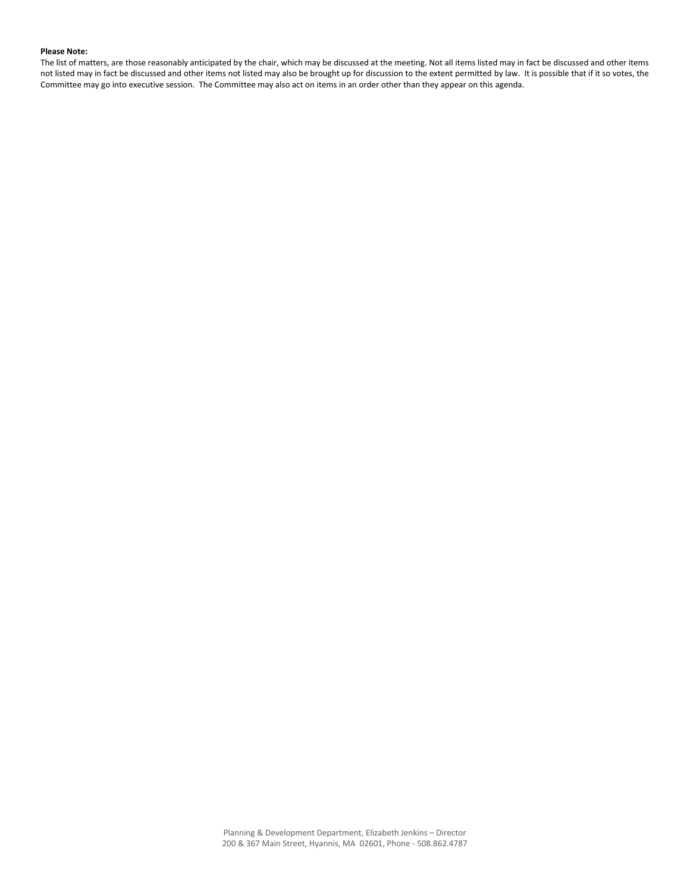**Please Note:**

The list of matters, are those reasonably anticipated by the chair, which may be discussed at the meeting. Not all items listed may in fact be discussed and other items not listed may in fact be discussed and other items not listed may also be brought up for discussion to the extent permitted by law. It is possible that if it so votes, the Committee may go into executive session. The Committee may also act on items in an order other than they appear on this agenda.